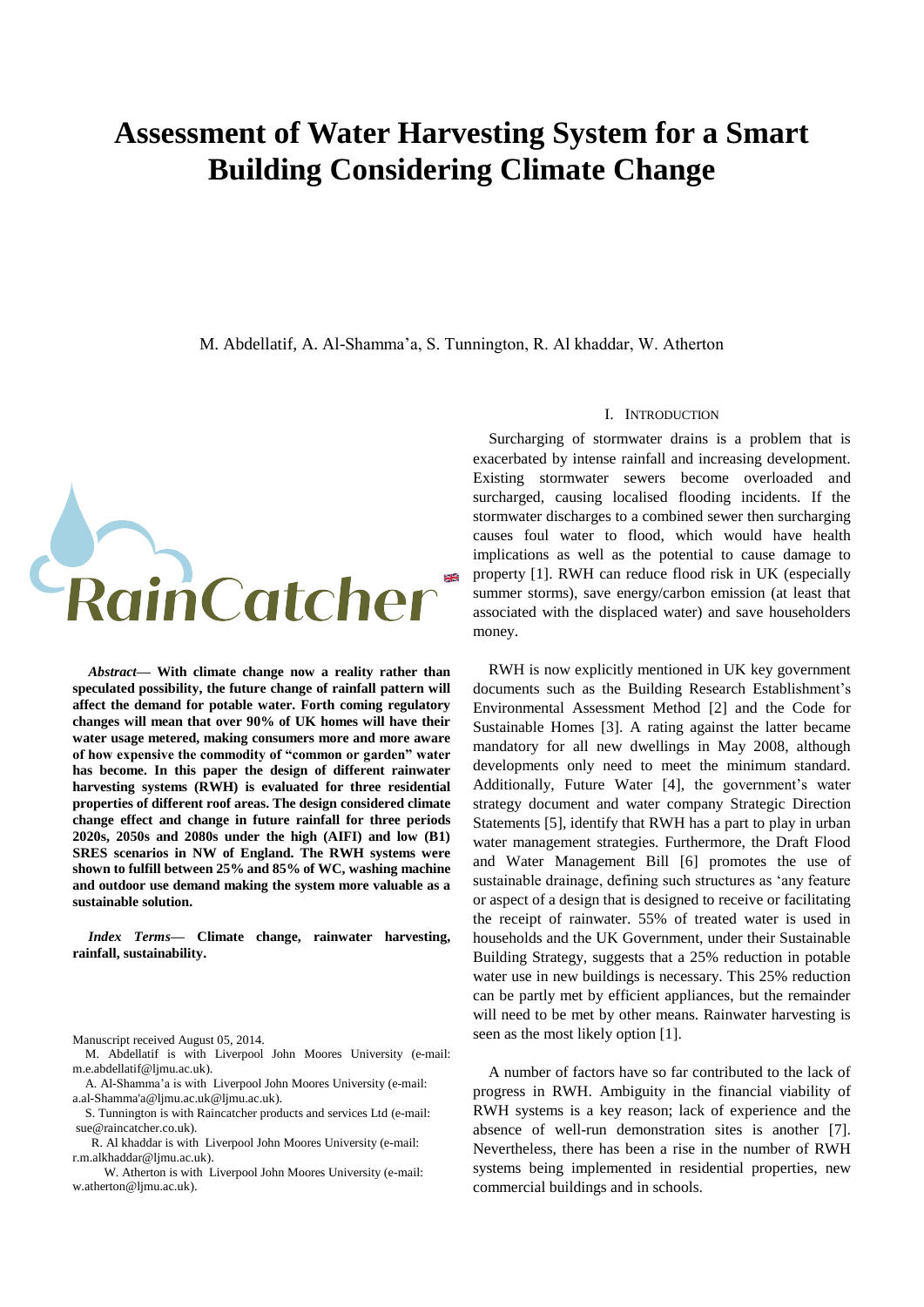# Assessment of Water Harvesting System for a Smart Building Considering Climate Change

M. Abdellatif, A. Al-Shamma'a, S. Tunnington, R. Al khaddar, W. Atherton

RainCatcher

***Abstract*— With climate change now a reality rather than speculated possibility, the future change of rainfall pattern will affect the demand for potable water. Forth coming regulatory changes will mean that over 90% of UK homes will have their water usage metered, making consumers more and more aware of how expensive the commodity of "common or garden" water has become. In this paper the design of different rainwater harvesting systems (RWH) is evaluated for three residential properties of different roof areas. The design considered climate change effect and change in future rainfall for three periods 2020s, 2050s and 2080s under the high (AIFI) and low (B1) SRES scenarios in NW of England. The RWH systems were shown to fulfill between 25% and 85% of WC, washing machine and outdoor use demand making the system more valuable as a sustainable solution.**

***Index Terms*— Climate change, rainwater harvesting, rainfall, sustainability.**

Manuscript received August 05, 2014.

M. Abdellatif is with Liverpool John Moores University (e-mail: m.e.abdellatif@ljmu.ac.uk).

A. Al-Shamma'a is with Liverpool John Moores University (e-mail: a.al-Shamma'a@ljmu.ac.uk@ljmu.ac.uk).

S. Tunnington is with Raincatcher products and services Ltd (e-mail: sue@raincatcher.co.uk).

R. Al khaddar is with Liverpool John Moores University (e-mail: r.m.alkhaddar@ljmu.ac.uk).

W. Atherton is with Liverpool John Moores University (e-mail: w.atherton@ljmu.ac.uk).

## I. Introduction

Surcharging of stormwater drains is a problem that is exacerbated by intense rainfall and increasing development. Existing stormwater sewers become overloaded and surcharged, causing localised flooding incidents. If the stormwater discharges to a combined sewer then surcharging causes foul water to flood, which would have health implications as well as the potential to cause damage to property [1]. RWH can reduce flood risk in UK (especially summer storms), save energy/carbon emission (at least that associated with the displaced water) and save householders money.

RWH is now explicitly mentioned in UK key government documents such as the Building Research Establishment's Environmental Assessment Method [2] and the Code for Sustainable Homes [3]. A rating against the latter became mandatory for all new dwellings in May 2008, although developments only need to meet the minimum standard. Additionally, Future Water [4], the government's water strategy document and water company Strategic Direction Statements [5], identify that RWH has a part to play in urban water management strategies. Furthermore, the Draft Flood and Water Management Bill [6] promotes the use of sustainable drainage, defining such structures as 'any feature or aspect of a design that is designed to receive or facilitating the receipt of rainwater. 55% of treated water is used in households and the UK Government, under their Sustainable Building Strategy, suggests that a 25% reduction in potable water use in new buildings is necessary. This 25% reduction can be partly met by efficient appliances, but the remainder will need to be met by other means. Rainwater harvesting is seen as the most likely option [1].

A number of factors have so far contributed to the lack of progress in RWH. Ambiguity in the financial viability of RWH systems is a key reason; lack of experience and the absence of well-run demonstration sites is another [7]. Nevertheless, there has been a rise in the number of RWH systems being implemented in residential properties, new commercial buildings and in schools.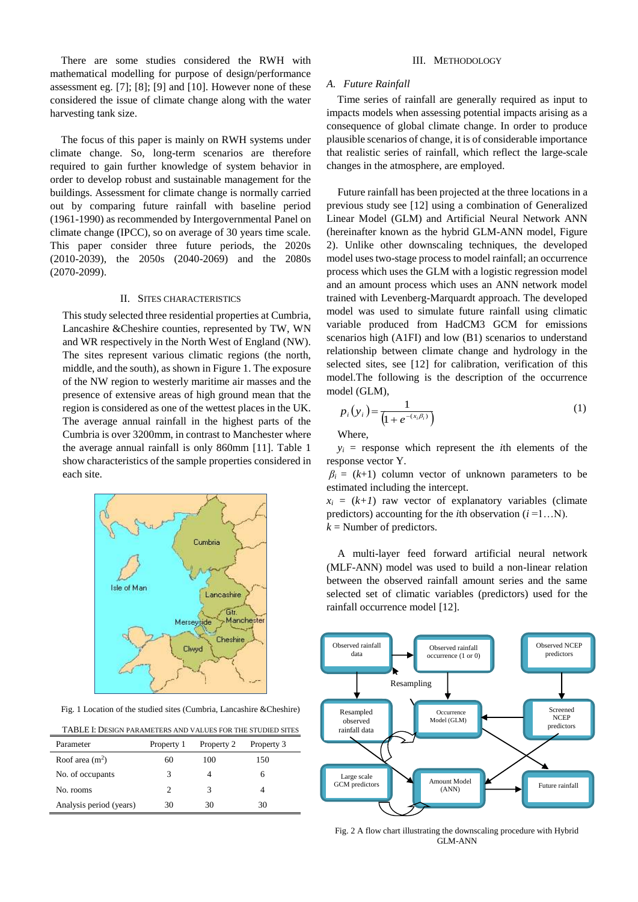There are some studies considered the RWH with mathematical modelling for purpose of design/performance assessment eg. [7]; [8]; [9] and [10]. However none of these considered the issue of climate change along with the water harvesting tank size.

The focus of this paper is mainly on RWH systems under climate change. So, long-term scenarios are therefore required to gain further knowledge of system behavior in order to develop robust and sustainable management for the buildings. Assessment for climate change is normally carried out by comparing future rainfall with baseline period (1961-1990) as recommended by Intergovernmental Panel on climate change (IPCC), so on average of 30 years time scale. This paper consider three future periods, the 2020s (2010-2039), the 2050s (2040-2069) and the 2080s (2070-2099).

## II. Sites Characteristics

This study selected three residential properties at Cumbria, Lancashire &Cheshire counties, represented by TW, WN and WR respectively in the North West of England (NW). The sites represent various climatic regions (the north, middle, and the south), as shown in Figure 1. The exposure of the NW region to westerly maritime air masses and the presence of extensive areas of high ground mean that the region is considered as one of the wettest places in the UK. The average annual rainfall in the highest parts of the Cumbria is over 3200mm, in contrast to Manchester where the average annual rainfall is only 860mm [11]. Table 1 show characteristics of the sample properties considered in each site.

Fig. 1 Location of the studied sites (Cumbria, Lancashire &Cheshire)

TABLE I: Design parameters and values for the studied sites

| Parameter | Property 1 | Property 2 | Property 3 |
|---|---|---|---|
| Roof area (m$^2$) | 60 | 100 | 150 |
| No. of occupants | 3 | 4 | 6 |
| No. rooms | 2 | 3 | 4 |
| Analysis period (years) | 30 | 30 | 30 |

## III. Methodology

### A. Future Rainfall

Time series of rainfall are generally required as input to impacts models when assessing potential impacts arising as a consequence of global climate change. In order to produce plausible scenarios of change, it is of considerable importance that realistic series of rainfall, which reflect the large-scale changes in the atmosphere, are employed.

Future rainfall has been projected at the three locations in a previous study see [12] using a combination of Generalized Linear Model (GLM) and Artificial Neural Network ANN (hereinafter known as the hybrid GLM-ANN model, Figure 2). Unlike other downscaling techniques, the developed model uses two-stage process to model rainfall; an occurrence process which uses the GLM with a logistic regression model and an amount process which uses an ANN network model trained with Levenberg-Marquardt approach. The developed model was used to simulate future rainfall using climatic variable produced from HadCM3 GCM for emissions scenarios high (A1FI) and low (B1) scenarios to understand relationship between climate change and hydrology in the selected sites, see [12] for calibration, verification of this model.The following is the description of the occurrence model (GLM),

$$p_i(y_i) = \frac{1}{\left(1 + e^{-(x_i \beta_i)}\right)} \tag{1}$$

Where,

$y_i$ = response which represent the $i$th elements of the response vector Y.

$\beta_i$ = ($k$+1) column vector of unknown parameters to be estimated including the intercept.

$x_i$ = ($k$+1) raw vector of explanatory variables (climate predictors) accounting for the $i$th observation ($i$ =1…N).

$k$ = Number of predictors.

A multi-layer feed forward artificial neural network (MLF-ANN) model was used to build a non-linear relation between the observed rainfall amount series and the same selected set of climatic variables (predictors) used for the rainfall occurrence model [12].

Fig. 2 A flow chart illustrating the downscaling procedure with Hybrid GLM-ANN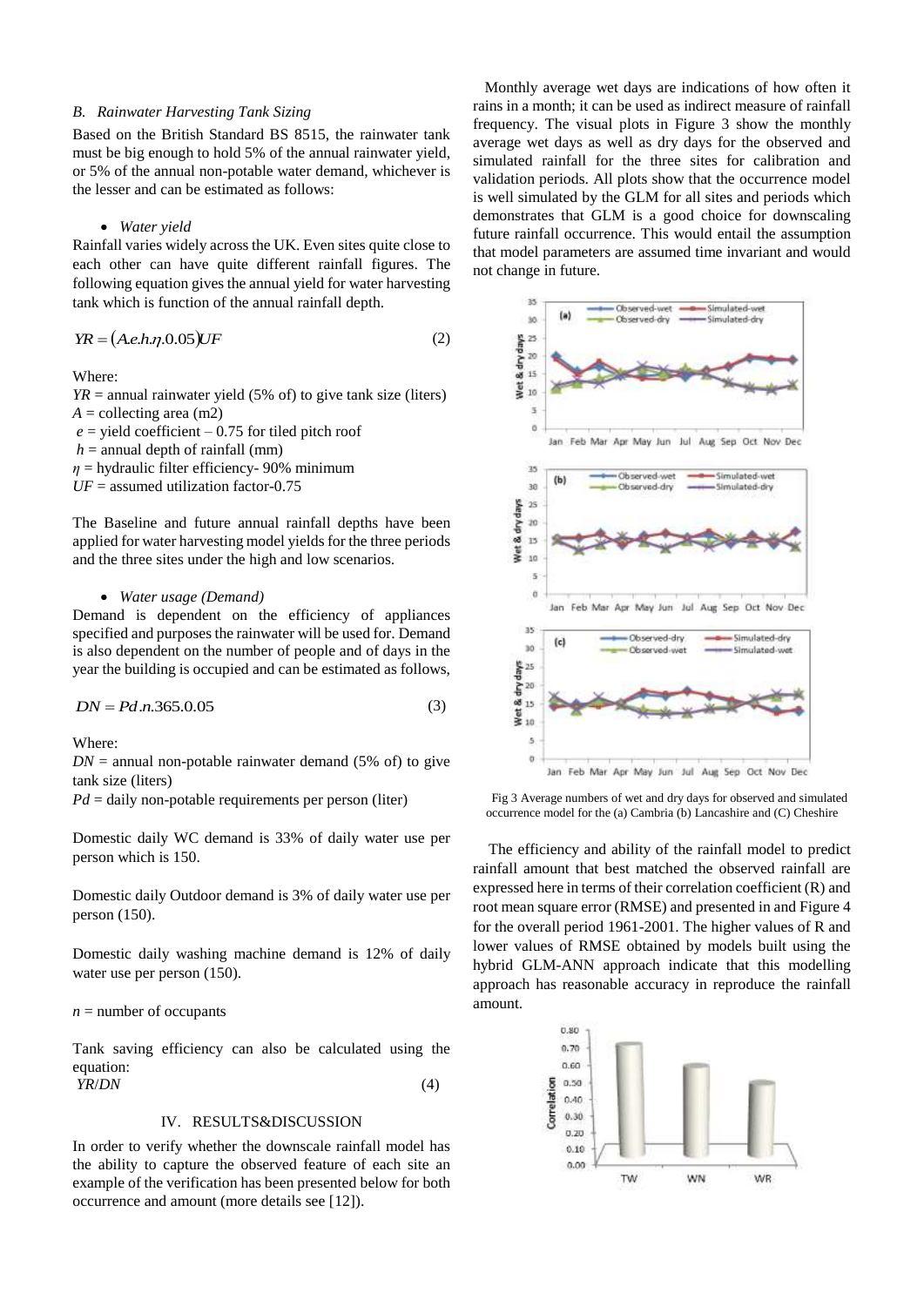### B. Rainwater Harvesting Tank Sizing

Based on the British Standard BS 8515, the rainwater tank must be big enough to hold 5% of the annual rainwater yield, or 5% of the annual non-potable water demand, whichever is the lesser and can be estimated as follows:

- *Water yield*

Rainfall varies widely across the UK. Even sites quite close to each other can have quite different rainfall figures. The following equation gives the annual yield for water harvesting tank which is function of the annual rainfall depth.

$$YR = (A.e.h.\eta.0.05)UF \tag{2}$$

Where:
$YR$ = annual rainwater yield (5% of) to give tank size (liters)
$A$ = collecting area (m2)
$e$ = yield coefficient – 0.75 for tiled pitch roof
$h$ = annual depth of rainfall (mm)
$\eta$ = hydraulic filter efficiency- 90% minimum
$UF$ = assumed utilization factor-0.75

The Baseline and future annual rainfall depths have been applied for water harvesting model yields for the three periods and the three sites under the high and low scenarios.

- *Water usage (Demand)*

Demand is dependent on the efficiency of appliances specified and purposes the rainwater will be used for. Demand is also dependent on the number of people and of days in the year the building is occupied and can be estimated as follows,

$$DN = Pd.n.365.0.05 \tag{3}$$

Where:
$DN$ = annual non-potable rainwater demand (5% of) to give tank size (liters)
$Pd$ = daily non-potable requirements per person (liter)

Domestic daily WC demand is 33% of daily water use per person which is 150.

Domestic daily Outdoor demand is 3% of daily water use per person (150).

Domestic daily washing machine demand is 12% of daily water use per person (150).

$n$ = number of occupants

Tank saving efficiency can also be calculated using the equation:

$$YR/DN \tag{4}$$

## IV. RESULTS&DISCUSSION

In order to verify whether the downscale rainfall model has the ability to capture the observed feature of each site an example of the verification has been presented below for both occurrence and amount (more details see [12]).

Monthly average wet days are indications of how often it rains in a month; it can be used as indirect measure of rainfall frequency. The visual plots in Figure 3 show the monthly average wet days as well as dry days for the observed and simulated rainfall for the three sites for calibration and validation periods. All plots show that the occurrence model is well simulated by the GLM for all sites and periods which demonstrates that GLM is a good choice for downscaling future rainfall occurrence. This would entail the assumption that model parameters are assumed time invariant and would not change in future.

Fig 3 Average numbers of wet and dry days for observed and simulated occurrence model for the (a) Cambria (b) Lancashire and (C) Cheshire

The efficiency and ability of the rainfall model to predict rainfall amount that best matched the observed rainfall are expressed here in terms of their correlation coefficient (R) and root mean square error (RMSE) and presented in and Figure 4 for the overall period 1961-2001. The higher values of R and lower values of RMSE obtained by models built using the hybrid GLM-ANN approach indicate that this modelling approach has reasonable accuracy in reproduce the rainfall amount.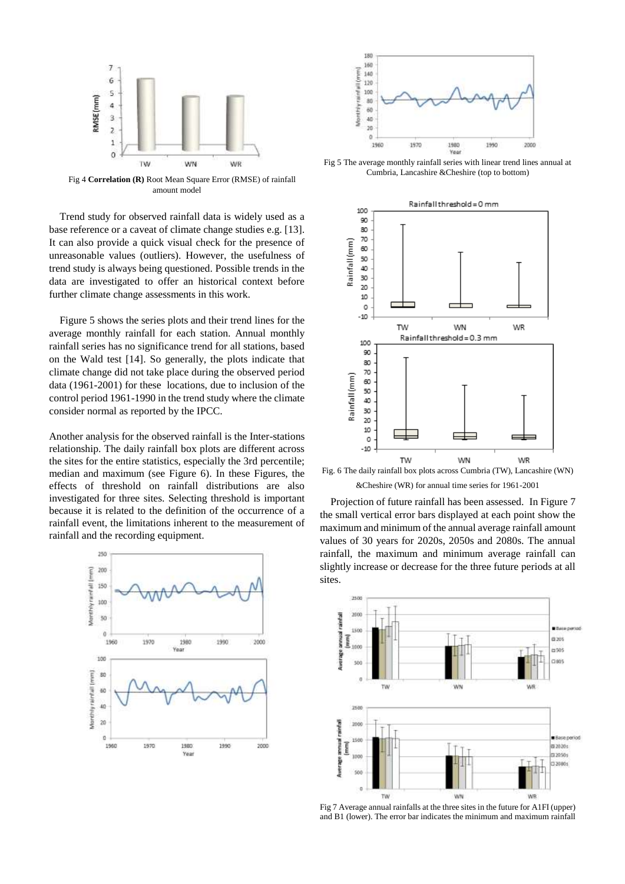Fig 4 **Correlation (R)** Root Mean Square Error (RMSE) of rainfall amount model

Trend study for observed rainfall data is widely used as a base reference or a caveat of climate change studies e.g. [13]. It can also provide a quick visual check for the presence of unreasonable values (outliers). However, the usefulness of trend study is always being questioned. Possible trends in the data are investigated to offer an historical context before further climate change assessments in this work.

Figure 5 shows the series plots and their trend lines for the average monthly rainfall for each station. Annual monthly rainfall series has no significance trend for all stations, based on the Wald test [14]. So generally, the plots indicate that climate change did not take place during the observed period data (1961-2001) for these locations, due to inclusion of the control period 1961-1990 in the trend study where the climate consider normal as reported by the IPCC.

Another analysis for the observed rainfall is the Inter-stations relationship. The daily rainfall box plots are different across the sites for the entire statistics, especially the 3rd percentile; median and maximum (see Figure 6). In these Figures, the effects of threshold on rainfall distributions are also investigated for three sites. Selecting threshold is important because it is related to the definition of the occurrence of a rainfall event, the limitations inherent to the measurement of rainfall and the recording equipment.

Fig 5 The average monthly rainfall series with linear trend lines annual at Cumbria, Lancashire &Cheshire (top to bottom)

Fig. 6 The daily rainfall box plots across Cumbria (TW), Lancashire (WN) &Cheshire (WR) for annual time series for 1961-2001

Projection of future rainfall has been assessed. In Figure 7 the small vertical error bars displayed at each point show the maximum and minimum of the annual average rainfall amount values of 30 years for 2020s, 2050s and 2080s. The annual rainfall, the maximum and minimum average rainfall can slightly increase or decrease for the three future periods at all sites.

Fig 7 Average annual rainfalls at the three sites in the future for A1FI (upper) and B1 (lower). The error bar indicates the minimum and maximum rainfall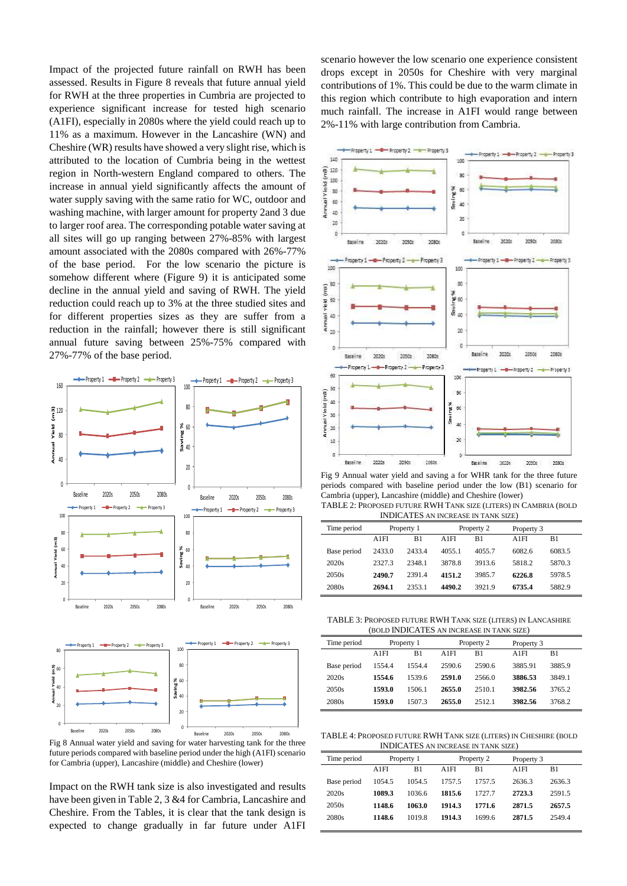Impact of the projected future rainfall on RWH has been assessed. Results in Figure 8 reveals that future annual yield for RWH at the three properties in Cumbria are projected to experience significant increase for tested high scenario (A1FI), especially in 2080s where the yield could reach up to 11% as a maximum. However in the Lancashire (WN) and Cheshire (WR) results have showed a very slight rise, which is attributed to the location of Cumbria being in the wettest region in North-western England compared to others. The increase in annual yield significantly affects the amount of water supply saving with the same ratio for WC, outdoor and washing machine, with larger amount for property 2and 3 due to larger roof area. The corresponding potable water saving at all sites will go up ranging between 27%-85% with largest amount associated with the 2080s compared with 26%-77% of the base period. For the low scenario the picture is somehow different where (Figure 9) it is anticipated some decline in the annual yield and saving of RWH. The yield reduction could reach up to 3% at the three studied sites and for different properties sizes as they are suffer from a reduction in the rainfall; however there is still significant annual future saving between 25%-75% compared with 27%-77% of the base period.

Fig 8 Annual water yield and saving for water harvesting tank for the three future periods compared with baseline period under the high (A1FI) scenario for Cambria (upper), Lancashire (middle) and Cheshire (lower)

Impact on the RWH tank size is also investigated and results have been given in Table 2, 3 &4 for Cambria, Lancashire and Cheshire. From the Tables, it is clear that the tank design is expected to change gradually in far future under A1FI scenario however the low scenario one experience consistent drops except in 2050s for Cheshire with very marginal contributions of 1%. This could be due to the warm climate in this region which contribute to high evaporation and intern much rainfall. The increase in A1FI would range between 2%-11% with large contribution from Cambria.

Fig 9 Annual water yield and saving a for WHR tank for the three future periods compared with baseline period under the low (B1) scenario for Cambria (upper), Lancashire (middle) and Cheshire (lower)

TABLE 2: PROPOSED FUTURE RWH TANK SIZE (LITERS) IN CAMBRIA (BOLD INDICATES AN INCREASE IN TANK SIZE)

| Time period | Property 1 | | Property 2 | | Property 3 | |
|---|---|---|---|---|---|---|
| | A1FI | B1 | A1FI | B1 | A1FI | B1 |
| Base period | 2433.0 | 2433.4 | 4055.1 | 4055.7 | 6082.6 | 6083.5 |
| 2020s | 2327.3 | 2348.1 | 3878.8 | 3913.6 | 5818.2 | 5870.3 |
| 2050s | **2490.7** | 2391.4 | **4151.2** | 3985.7 | **6226.8** | 5978.5 |
| 2080s | **2694.1** | 2353.1 | **4490.2** | 3921.9 | **6735.4** | 5882.9 |

TABLE 3: PROPOSED FUTURE RWH TANK SIZE (LITERS) IN LANCASHIRE (BOLD INDICATES AN INCREASE IN TANK SIZE)

| Time period | Property 1 | | Property 2 | | Property 3 | |
|---|---|---|---|---|---|---|
| | A1FI | B1 | A1FI | B1 | A1FI | B1 |
| Base period | 1554.4 | 1554.4 | 2590.6 | 2590.6 | 3885.91 | 3885.9 |
| 2020s | **1554.6** | 1539.6 | **2591.0** | 2566.0 | **3886.53** | 3849.1 |
| 2050s | **1593.0** | 1506.1 | **2655.0** | 2510.1 | **3982.56** | 3765.2 |
| 2080s | **1593.0** | 1507.3 | **2655.0** | 2512.1 | **3982.56** | 3768.2 |

TABLE 4: PROPOSED FUTURE RWH TANK SIZE (LITERS) IN CHESHIRE (BOLD INDICATES AN INCREASE IN TANK SIZE)

| Time period | Property 1 | | Property 2 | | Property 3 | |
|---|---|---|---|---|---|---|
| | A1FI | B1 | A1FI | B1 | A1FI | B1 |
| Base period | 1054.5 | 1054.5 | 1757.5 | 1757.5 | 2636.3 | 2636.3 |
| 2020s | **1089.3** | 1036.6 | **1815.6** | 1727.7 | **2723.3** | 2591.5 |
| 2050s | **1148.6** | **1063.0** | **1914.3** | **1771.6** | **2871.5** | **2657.5** |
| 2080s | **1148.6** | 1019.8 | **1914.3** | 1699.6 | **2871.5** | 2549.4 |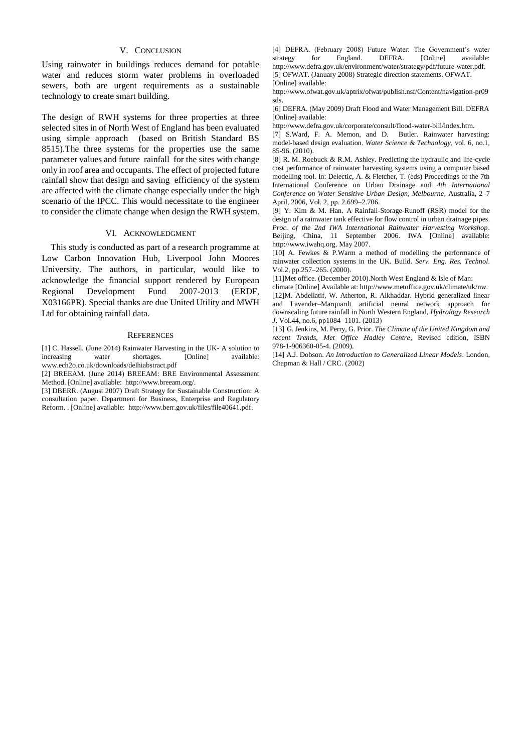## V. Conclusion

Using rainwater in buildings reduces demand for potable water and reduces storm water problems in overloaded sewers, both are urgent requirements as a sustainable technology to create smart building.

The design of RWH systems for three properties at three selected sites in of North West of England has been evaluated using simple approach (based on British Standard BS 8515).The three systems for the properties use the same parameter values and future rainfall for the sites with change only in roof area and occupants. The effect of projected future rainfall show that design and saving efficiency of the system are affected with the climate change especially under the high scenario of the IPCC. This would necessitate to the engineer to consider the climate change when design the RWH system.

## VI. Acknowledgment

This study is conducted as part of a research programme at Low Carbon Innovation Hub, Liverpool John Moores University. The authors, in particular, would like to acknowledge the financial support rendered by European Regional Development Fund 2007-2013 (ERDF, X03166PR). Special thanks are due United Utility and MWH Ltd for obtaining rainfall data.

## References

[1] C. Hassell. (June 2014) Rainwater Harvesting in the UK- A solution to increasing water shortages. [Online] available: www.ech2o.co.uk/downloads/delhiabstract.pdf

[2] BREEAM. (June 2014) BREEAM: BRE Environmental Assessment Method. [Online] available: http://www.breeam.org/.

[3] DBERR. (August 2007) Draft Strategy for Sustainable Construction: A consultation paper. Department for Business, Enterprise and Regulatory Reform. . [Online] available: http://www.berr.gov.uk/files/file40641.pdf.

[4] DEFRA. (February 2008) Future Water: The Government's water strategy for England. DEFRA. [Online] available: http://www.defra.gov.uk/environment/water/strategy/pdf/future-water.pdf.

[5] OFWAT. (January 2008) Strategic direction statements. OFWAT. [Online] available: http://www.ofwat.gov.uk/aptrix/ofwat/publish.nsf/Content/navigation-pr09sds.

[6] DEFRA. (May 2009) Draft Flood and Water Management Bill. DEFRA [Online] available: http://www.defra.gov.uk/corporate/consult/flood-water-bill/index.htm.

[7] S.Ward, F. A. Memon, and D. Butler. Rainwater harvesting: model-based design evaluation. *Water Science & Technology*, vol. 6, no.1, 85-96. (2010).

[8] R. M. Roebuck & R.M. Ashley. Predicting the hydraulic and life-cycle cost performance of rainwater harvesting systems using a computer based modelling tool. In: Delectic, A. & Fletcher, T. (eds) Proceedings of the 7th International Conference on Urban Drainage and *4th International Conference on Water Sensitive Urban Design, Melbourne*, Australia, 2–7 April, 2006, Vol. 2, pp. 2.699–2.706.

[9] Y. Kim & M. Han. A Rainfall-Storage-Runoff (RSR) model for the design of a rainwater tank effective for flow control in urban drainage pipes. *Proc. of the 2nd IWA International Rainwater Harvesting Workshop*. Beijing, China, 11 September 2006. IWA [Online] available: http://www.iwahq.org. May 2007.

[10] A. Fewkes & P.Warm a method of modelling the performance of rainwater collection systems in the UK. Build. *Serv. Eng. Res. Technol*. Vol.2, pp.257–265. (2000).

[11]Met office. (December 2010).North West England & Isle of Man: climate [Online] Available at: http://www.metoffice.gov.uk/climate/uk/nw.

[12]M. Abdellatif, W. Atherton, R. Alkhaddar. Hybrid generalized linear and Lavender–Marquardt artificial neural network approach for downscaling future rainfall in North Western England, *Hydrology Research J*. Vol.44, no.6, pp1084–1101. (2013)

[13] G. Jenkins, M. Perry, G. Prior. *The Climate of the United Kingdom and recent Trends, Met Office Hadley Centre*, Revised edition, ISBN 978-1-906360-05-4. (2009).

[14] A.J. Dobson. *An Introduction to Generalized Linear Models*. London, Chapman & Hall / CRC. (2002)